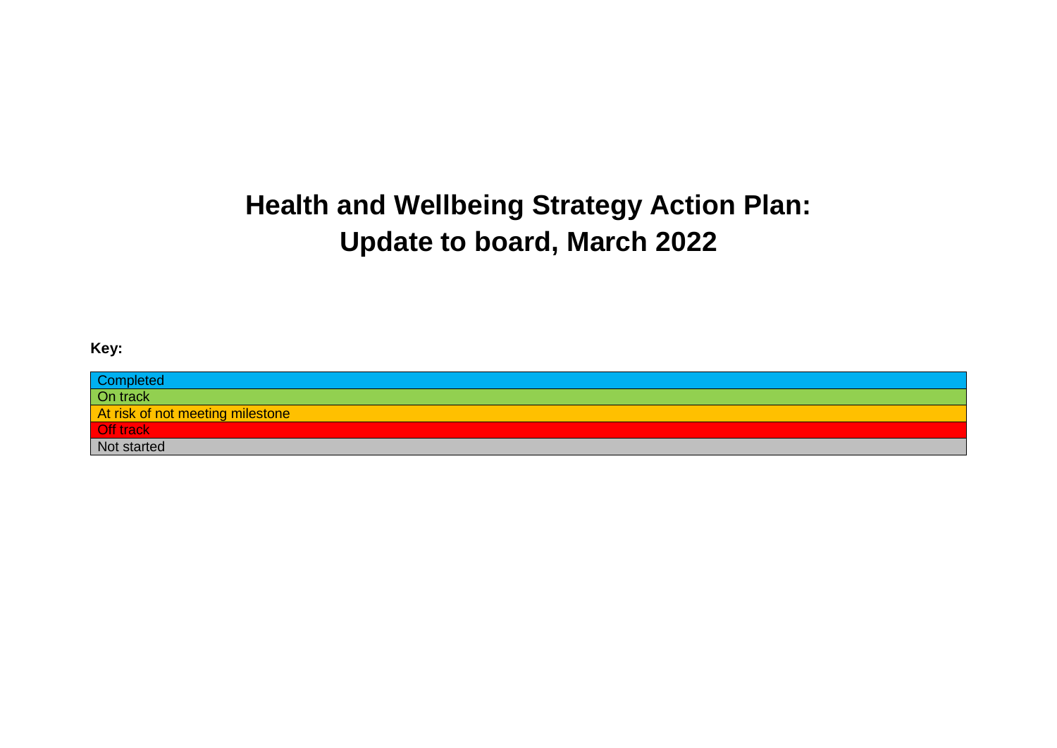# Health and Wellbeing Strategy Action Plan: Update to board, March 2022

**Key:**

| |
|---|
| Completed |
| On track |
| At risk of not meeting milestone |
| Off track |
| Not started |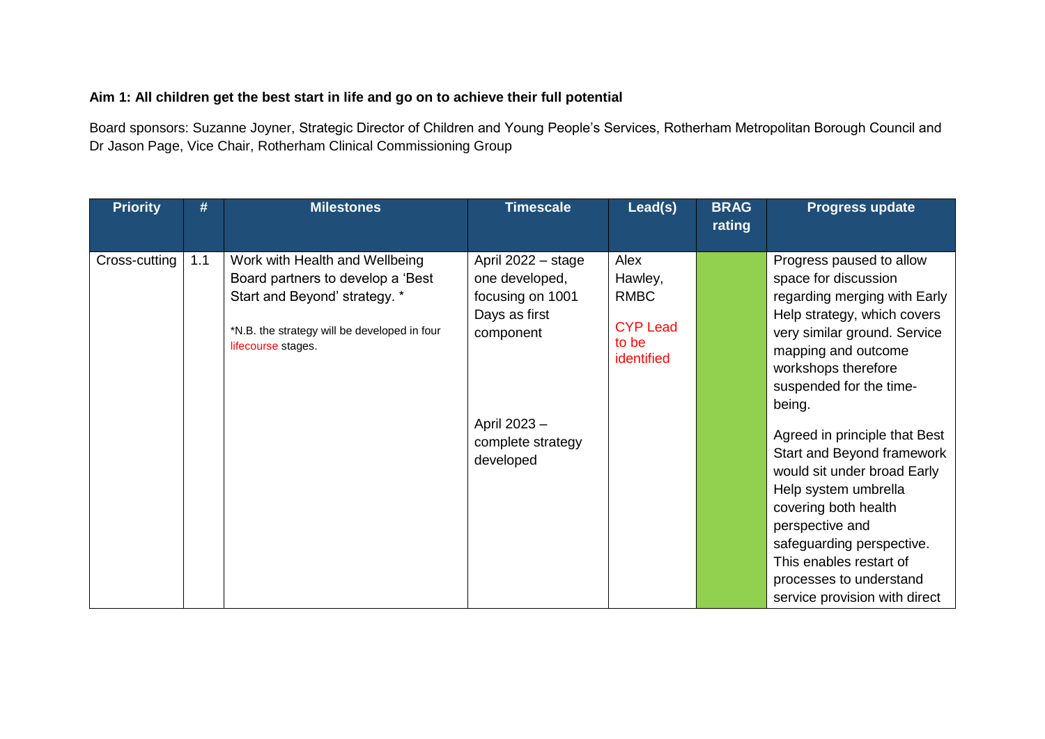**Aim 1: All children get the best start in life and go on to achieve their full potential**

Board sponsors: Suzanne Joyner, Strategic Director of Children and Young People's Services, Rotherham Metropolitan Borough Council and Dr Jason Page, Vice Chair, Rotherham Clinical Commissioning Group

| Priority | # | Milestones | Timescale | Lead(s) | BRAG rating | Progress update |
|---|---|---|---|---|---|---|
| Cross-cutting | 1.1 | Work with Health and Wellbeing Board partners to develop a 'Best Start and Beyond' strategy. * <br><br> *N.B. the strategy will be developed in four lifecourse stages. | April 2022 – stage one developed, focusing on 1001 Days as first component <br><br> April 2023 – complete strategy developed | Alex Hawley, RMBC <br><br> CYP Lead to be identified | | Progress paused to allow space for discussion regarding merging with Early Help strategy, which covers very similar ground. Service mapping and outcome workshops therefore suspended for the time-being. <br><br> Agreed in principle that Best Start and Beyond framework would sit under broad Early Help system umbrella covering both health perspective and safeguarding perspective. This enables restart of processes to understand service provision with direct |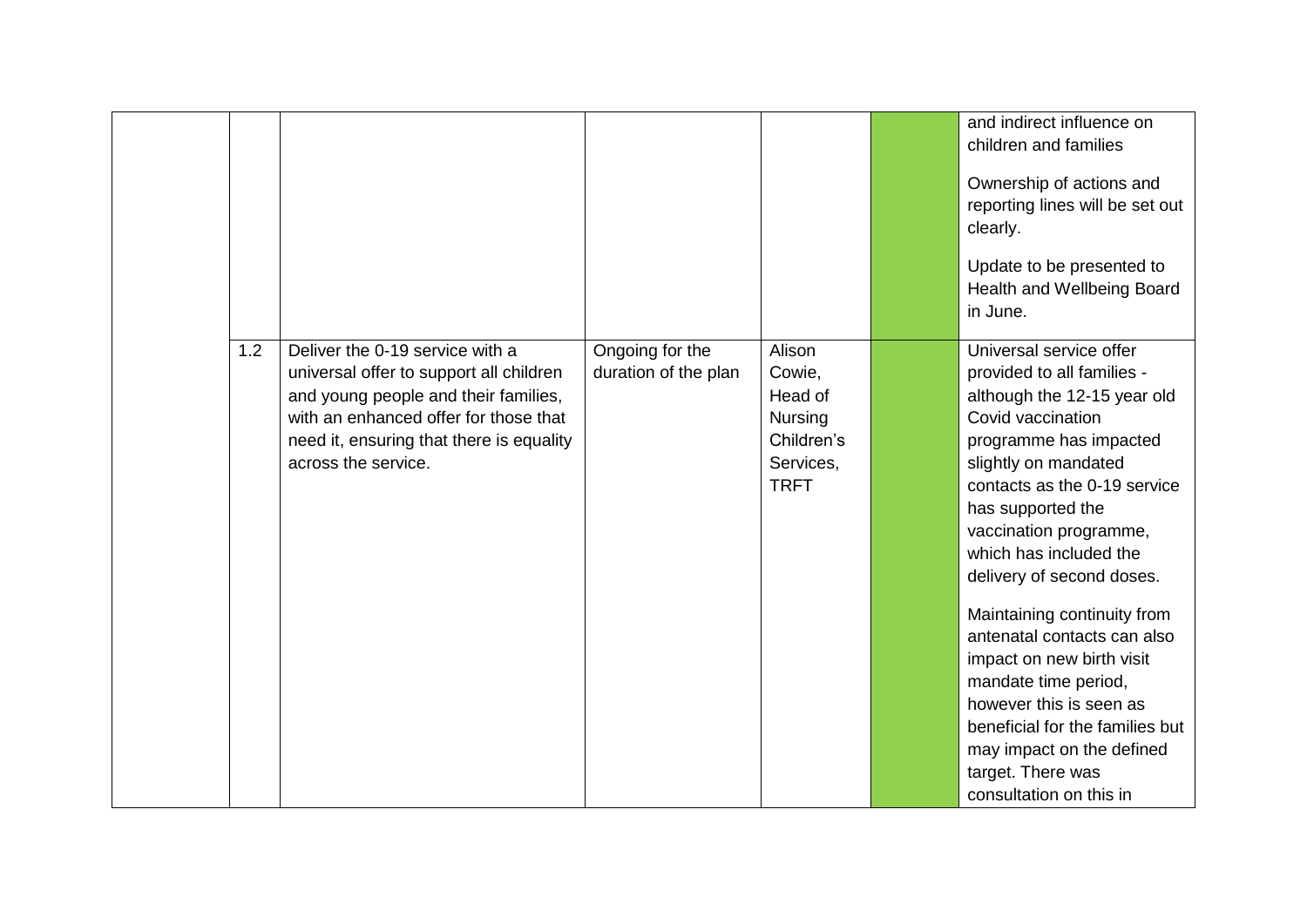| | | | | | | |
|---|---|---|---|---|---|---|
| | | | | | | and indirect influence on children and families<br><br>Ownership of actions and reporting lines will be set out clearly.<br><br>Update to be presented to Health and Wellbeing Board in June. |
| | 1.2 | Deliver the 0-19 service with a universal offer to support all children and young people and their families, with an enhanced offer for those that need it, ensuring that there is equality across the service. | Ongoing for the duration of the plan | Alison Cowie, Head of Nursing Children's Services, TRFT | | Universal service offer provided to all families - although the 12-15 year old Covid vaccination programme has impacted slightly on mandated contacts as the 0-19 service has supported the vaccination programme, which has included the delivery of second doses.<br><br>Maintaining continuity from antenatal contacts can also impact on new birth visit mandate time period, however this is seen as beneficial for the families but may impact on the defined target. There was consultation on this in |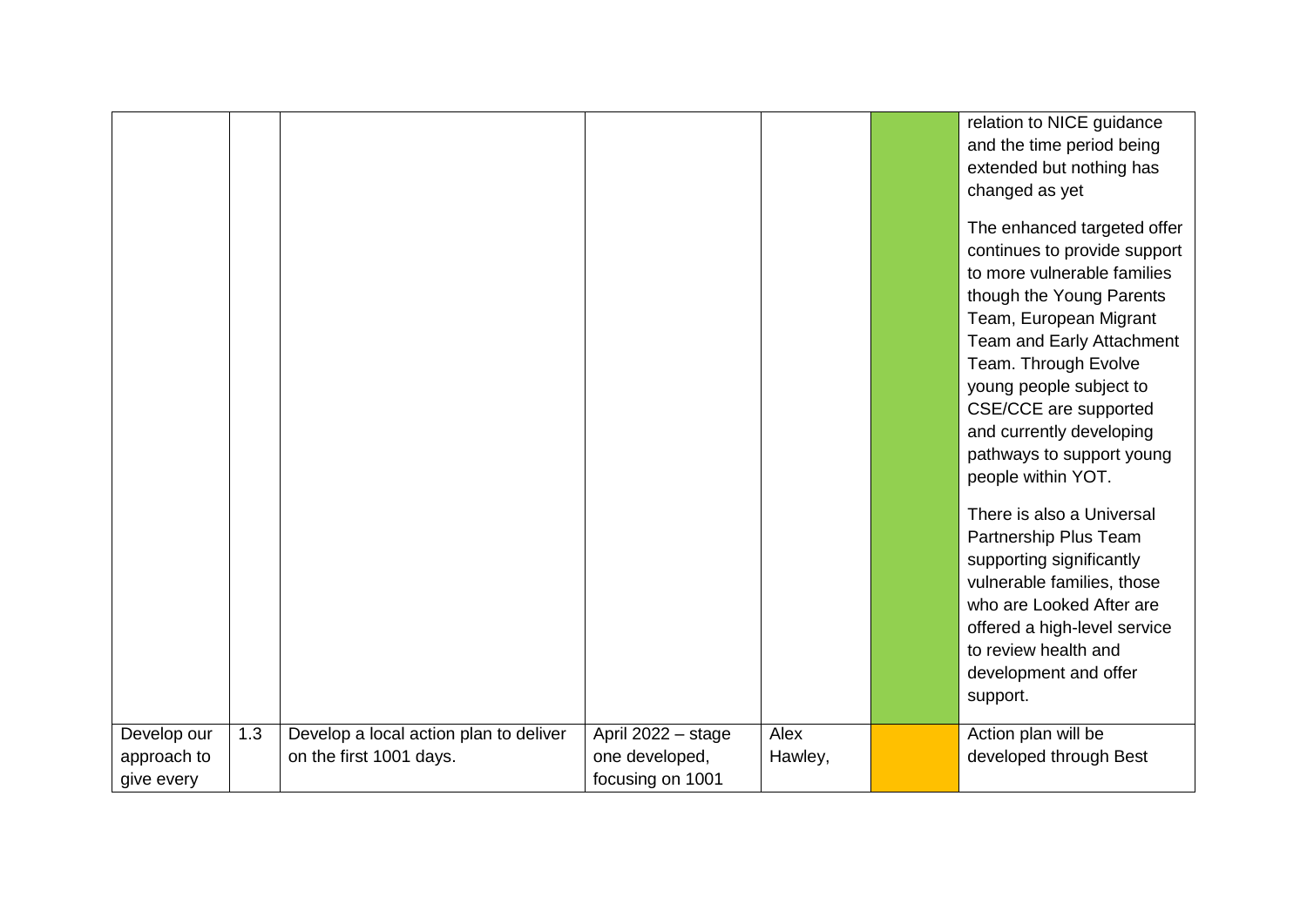| | | | | | | |
|---|---|---|---|---|---|---|
| | | | | | | relation to NICE guidance and the time period being extended but nothing has changed as yet<br><br>The enhanced targeted offer continues to provide support to more vulnerable families though the Young Parents Team, European Migrant Team and Early Attachment Team. Through Evolve young people subject to CSE/CCE are supported and currently developing pathways to support young people within YOT.<br><br>There is also a Universal Partnership Plus Team supporting significantly vulnerable families, those who are Looked After are offered a high-level service to review health and development and offer support. |
| Develop our approach to give every | 1.3 | Develop a local action plan to deliver on the first 1001 days. | April 2022 – stage one developed, focusing on 1001 | Alex Hawley, | | Action plan will be developed through Best |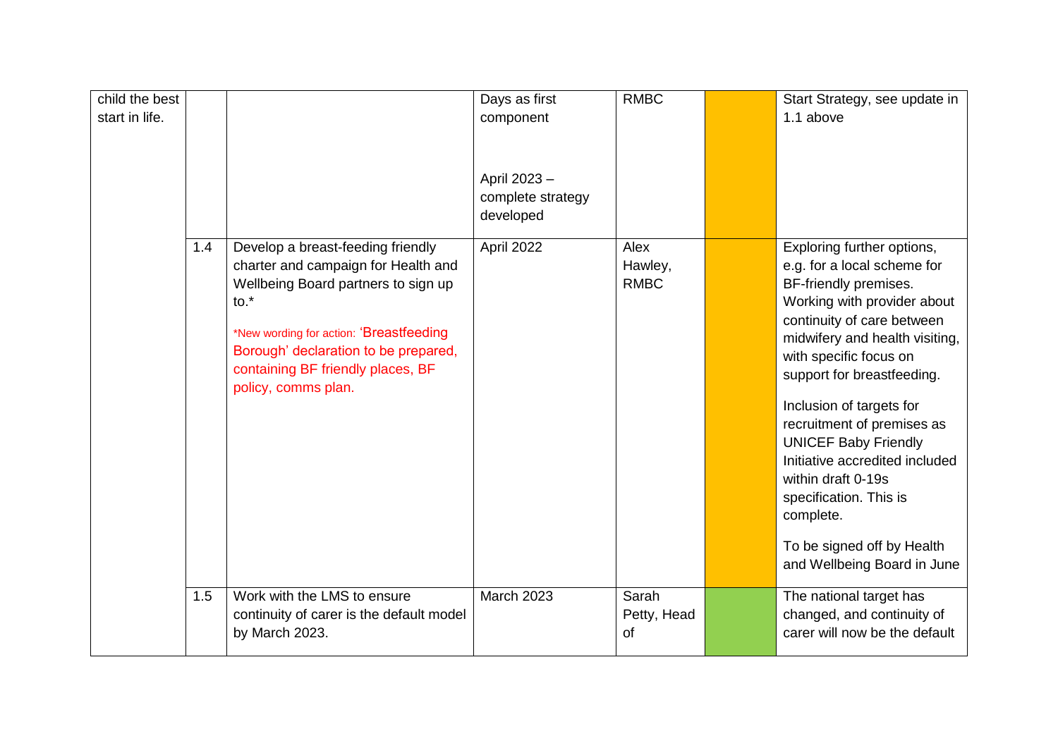| | | | | | | |
|---|---|---|---|---|---|---|
| child the best start in life. | | | Days as first component<br><br>April 2023 – complete strategy developed | RMBC | | Start Strategy, see update in 1.1 above |
| | 1.4 | Develop a breast-feeding friendly charter and campaign for Health and Wellbeing Board partners to sign up to.*<br><br>*New wording for action: 'Breastfeeding Borough' declaration to be prepared, containing BF friendly places, BF policy, comms plan. | April 2022 | Alex Hawley, RMBC | | Exploring further options, e.g. for a local scheme for BF-friendly premises. Working with provider about continuity of care between midwifery and health visiting, with specific focus on support for breastfeeding.<br><br>Inclusion of targets for recruitment of premises as UNICEF Baby Friendly Initiative accredited included within draft 0-19s specification. This is complete.<br><br>To be signed off by Health and Wellbeing Board in June |
| | 1.5 | Work with the LMS to ensure continuity of carer is the default model by March 2023. | March 2023 | Sarah Petty, Head of | | The national target has changed, and continuity of carer will now be the default |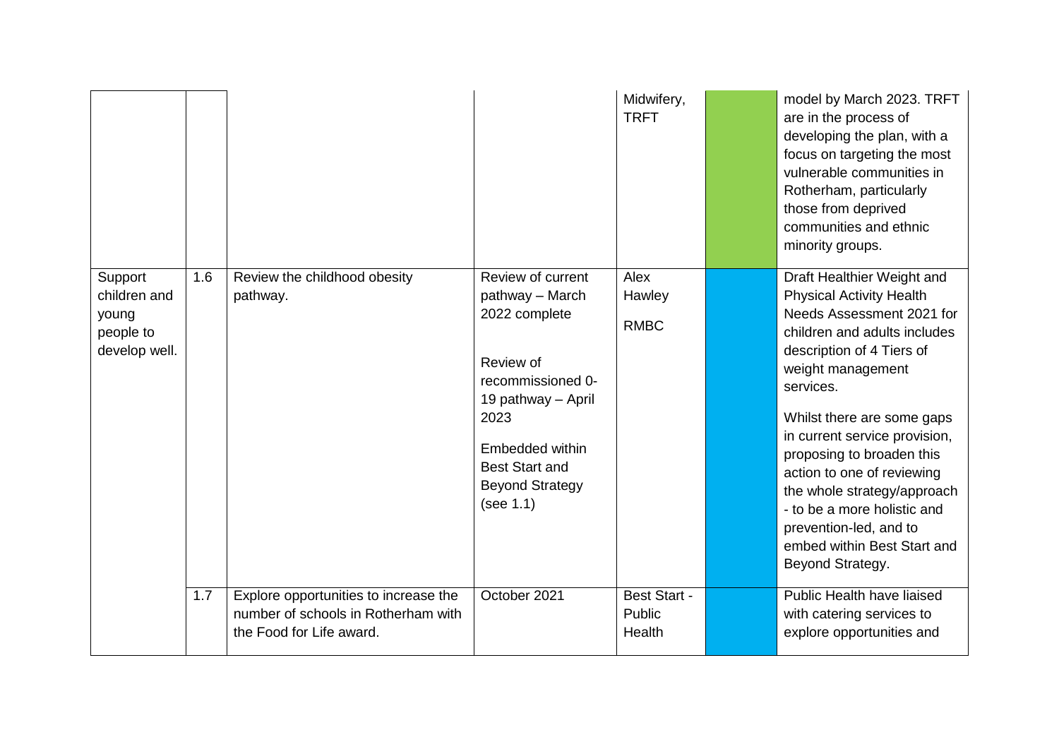| | | | | | | |
|---|---|---|---|---|---|---|
| | | | | Midwifery, TRFT | | model by March 2023. TRFT are in the process of developing the plan, with a focus on targeting the most vulnerable communities in Rotherham, particularly those from deprived communities and ethnic minority groups. |
| Support children and young people to develop well. | 1.6 | Review the childhood obesity pathway. | Review of current pathway – March 2022 complete<br><br>Review of recommissioned 0-19 pathway – April 2023<br><br>Embedded within Best Start and Beyond Strategy (see 1.1) | Alex Hawley<br><br>RMBC | | Draft Healthier Weight and Physical Activity Health Needs Assessment 2021 for children and adults includes description of 4 Tiers of weight management services.<br><br>Whilst there are some gaps in current service provision, proposing to broaden this action to one of reviewing the whole strategy/approach - to be a more holistic and prevention-led, and to embed within Best Start and Beyond Strategy. |
| | 1.7 | Explore opportunities to increase the number of schools in Rotherham with the Food for Life award. | October 2021 | Best Start - Public Health | | Public Health have liaised with catering services to explore opportunities and |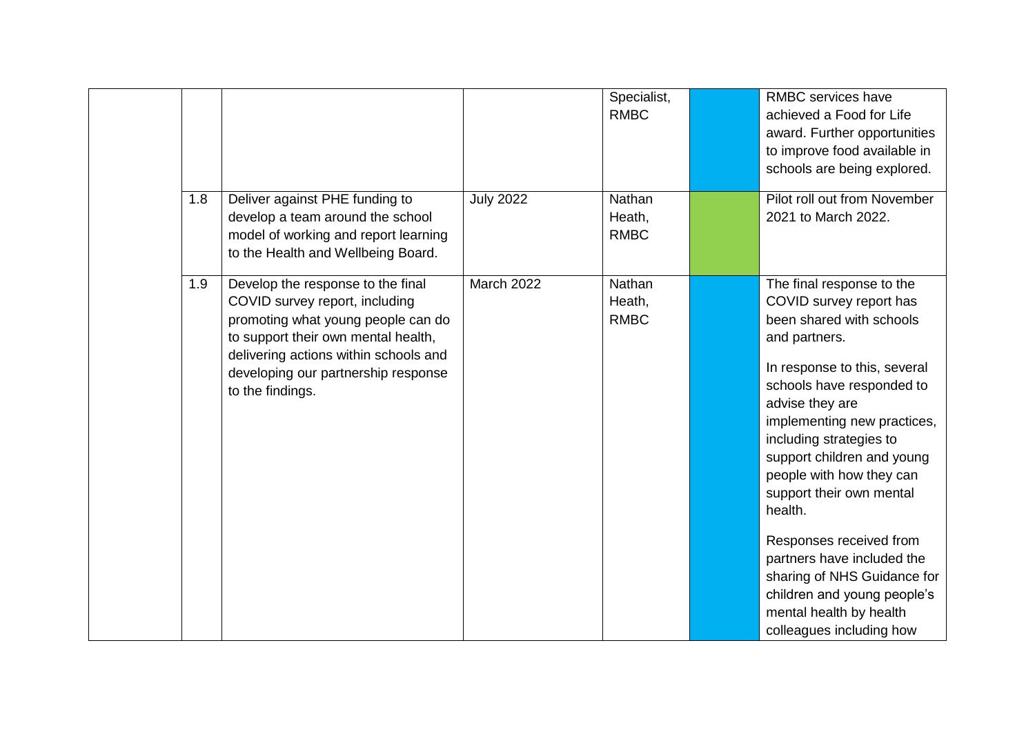|  |  |  |  | Specialist, RMBC |  | RMBC services have achieved a Food for Life award. Further opportunities to improve food available in schools are being explored. |
|---|---|---|---|---|---|---|
|  | 1.8 | Deliver against PHE funding to develop a team around the school model of working and report learning to the Health and Wellbeing Board. | July 2022 | Nathan Heath, RMBC |  | Pilot roll out from November 2021 to March 2022. |
|  | 1.9 | Develop the response to the final COVID survey report, including promoting what young people can do to support their own mental health, delivering actions within schools and developing our partnership response to the findings. | March 2022 | Nathan Heath, RMBC |  | The final response to the COVID survey report has been shared with schools and partners.<br><br>In response to this, several schools have responded to advise they are implementing new practices, including strategies to support children and young people with how they can support their own mental health.<br><br>Responses received from partners have included the sharing of NHS Guidance for children and young people's mental health by health colleagues including how |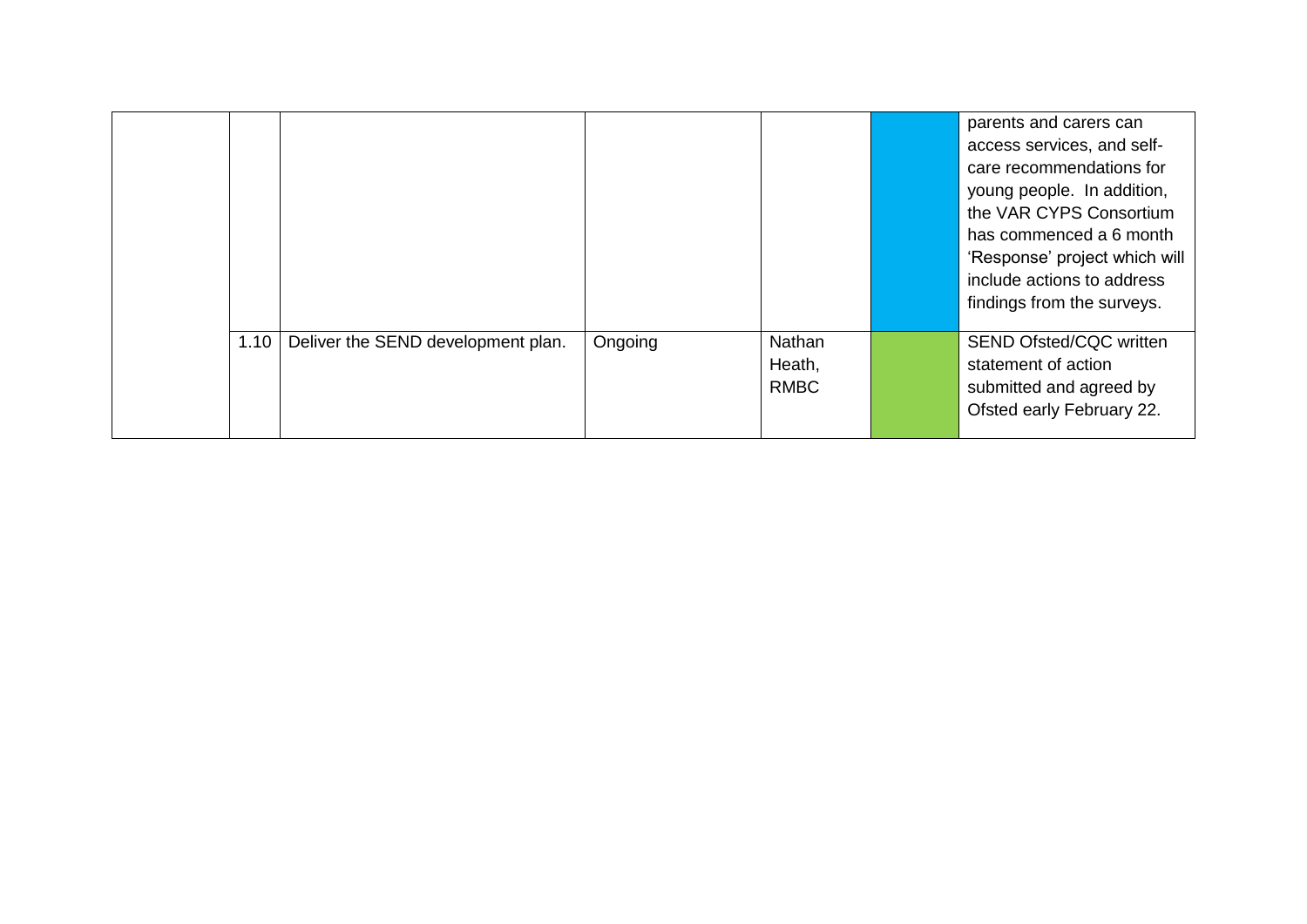|  |  |  |  |  |  |  |
|---|---|---|---|---|---|---|
|  |  |  |  |  |  | parents and carers can access services, and self-care recommendations for young people. In addition, the VAR CYPS Consortium has commenced a 6 month 'Response' project which will include actions to address findings from the surveys. |
|  | 1.10 | Deliver the SEND development plan. | Ongoing | Nathan Heath, RMBC |  | SEND Ofsted/CQC written statement of action submitted and agreed by Ofsted early February 22. |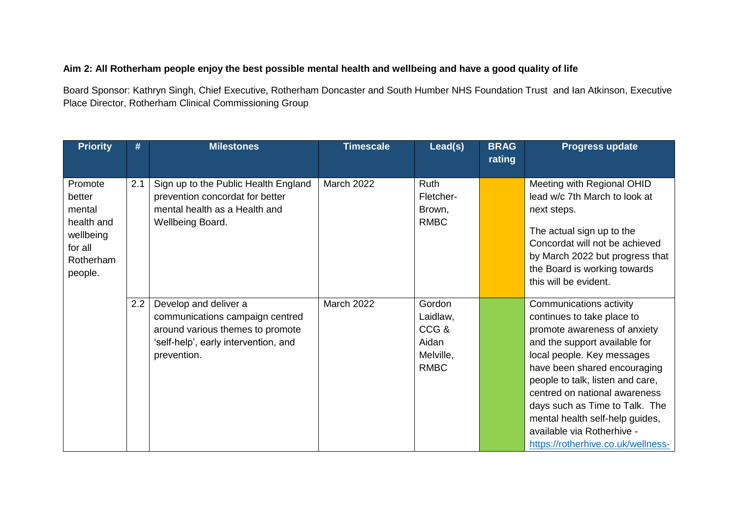**Aim 2: All Rotherham people enjoy the best possible mental health and wellbeing and have a good quality of life**

Board Sponsor: Kathryn Singh, Chief Executive, Rotherham Doncaster and South Humber NHS Foundation Trust and Ian Atkinson, Executive Place Director, Rotherham Clinical Commissioning Group

| Priority | # | Milestones | Timescale | Lead(s) | BRAG rating | Progress update |
|---|---|---|---|---|---|---|
| Promote better mental health and wellbeing for all Rotherham people. | 2.1 | Sign up to the Public Health England prevention concordat for better mental health as a Health and Wellbeing Board. | March 2022 | Ruth Fletcher-Brown, RMBC | | Meeting with Regional OHID lead w/c 7th March to look at next steps. The actual sign up to the Concordat will not be achieved by March 2022 but progress that the Board is working towards this will be evident. |
| | 2.2 | Develop and deliver a communications campaign centred around various themes to promote 'self-help', early intervention, and prevention. | March 2022 | Gordon Laidlaw, CCG & Aidan Melville, RMBC | | Communications activity continues to take place to promote awareness of anxiety and the support available for local people. Key messages have been shared encouraging people to talk, listen and care, centred on national awareness days such as Time to Talk. The mental health self-help guides, available via Rotherhive - https://rotherhive.co.uk/wellness- |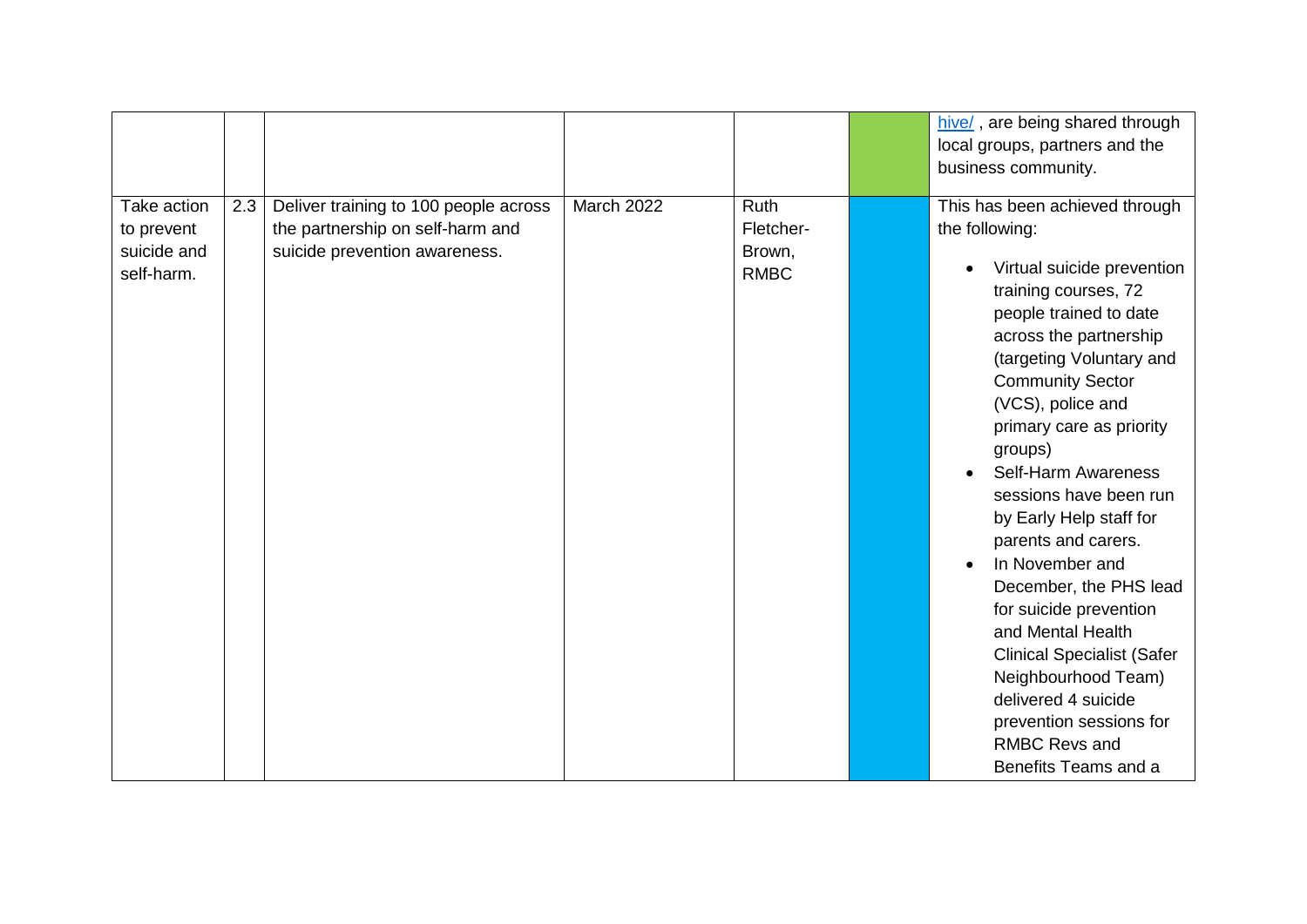| | | | | | | |
|---|---|---|---|---|---|---|
| | | | | | | hive/ , are being shared through local groups, partners and the business community. |
| Take action to prevent suicide and self-harm. | 2.3 | Deliver training to 100 people across the partnership on self-harm and suicide prevention awareness. | March 2022 | Ruth Fletcher-Brown, RMBC | | This has been achieved through the following:<br>• Virtual suicide prevention training courses, 72 people trained to date across the partnership (targeting Voluntary and Community Sector (VCS), police and primary care as priority groups)<br>• Self-Harm Awareness sessions have been run by Early Help staff for parents and carers.<br>• In November and December, the PHS lead for suicide prevention and Mental Health Clinical Specialist (Safer Neighbourhood Team) delivered 4 suicide prevention sessions for RMBC Revs and Benefits Teams and a |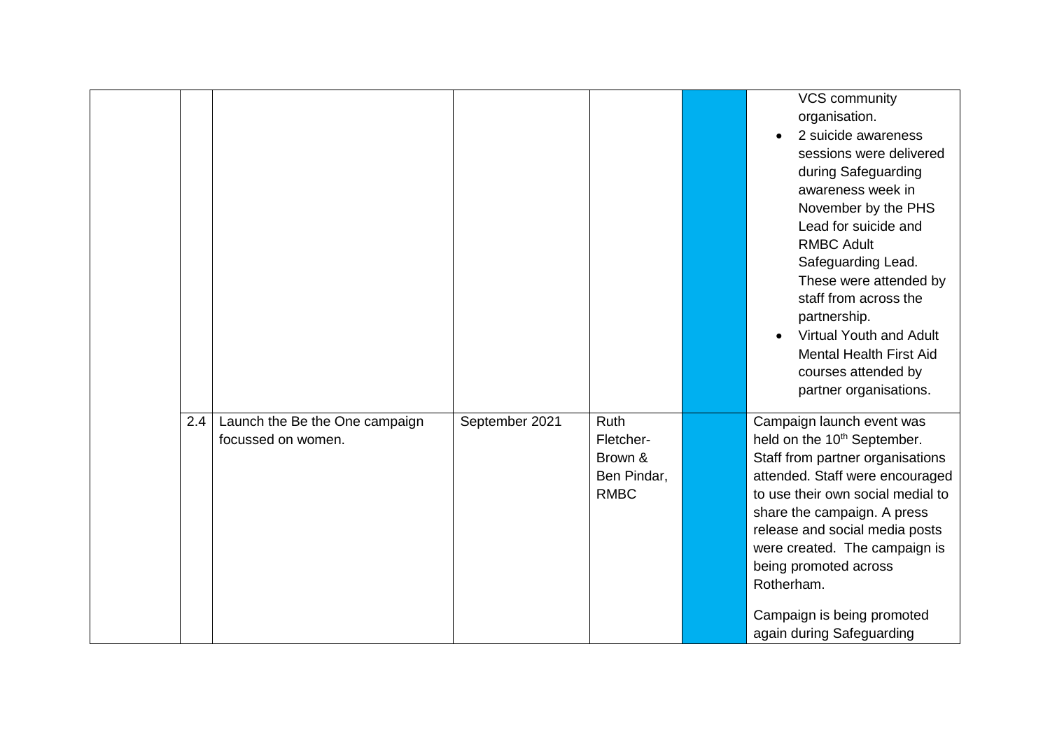|  |  |  |  |  |  |  |
|---|---|---|---|---|---|---|
|  |  |  |  |  |  | VCS community organisation.<br>• 2 suicide awareness sessions were delivered during Safeguarding awareness week in November by the PHS Lead for suicide and RMBC Adult Safeguarding Lead. These were attended by staff from across the partnership.<br>• Virtual Youth and Adult Mental Health First Aid courses attended by partner organisations. |
|  | 2.4 | Launch the Be the One campaign focussed on women. | September 2021 | Ruth Fletcher-Brown & Ben Pindar, RMBC |  | Campaign launch event was held on the 10th September. Staff from partner organisations attended. Staff were encouraged to use their own social medial to share the campaign. A press release and social media posts were created. The campaign is being promoted across Rotherham.<br><br>Campaign is being promoted again during Safeguarding |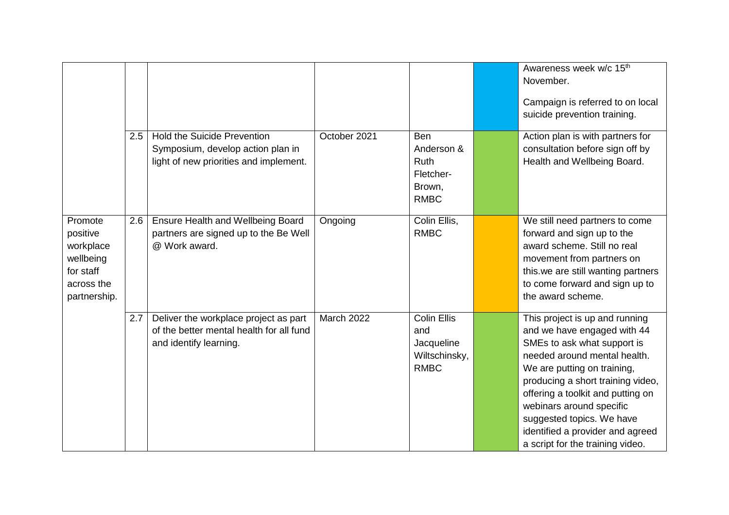| | | | | | | |
|---|---|---|---|---|---|---|
| | | | | | | Awareness week w/c 15th November.<br><br>Campaign is referred to on local suicide prevention training. |
| | 2.5 | Hold the Suicide Prevention Symposium, develop action plan in light of new priorities and implement. | October 2021 | Ben Anderson & Ruth Fletcher-Brown, RMBC | | Action plan is with partners for consultation before sign off by Health and Wellbeing Board. |
| Promote positive workplace wellbeing for staff across the partnership. | 2.6 | Ensure Health and Wellbeing Board partners are signed up to the Be Well @ Work award. | Ongoing | Colin Ellis, RMBC | | We still need partners to come forward and sign up to the award scheme. Still no real movement from partners on this.we are still wanting partners to come forward and sign up to the award scheme. |
| | 2.7 | Deliver the workplace project as part of the better mental health for all fund and identify learning. | March 2022 | Colin Ellis and Jacqueline Wiltschinsky, RMBC | | This project is up and running and we have engaged with 44 SMEs to ask what support is needed around mental health. We are putting on training, producing a short training video, offering a toolkit and putting on webinars around specific suggested topics. We have identified a provider and agreed a script for the training video. |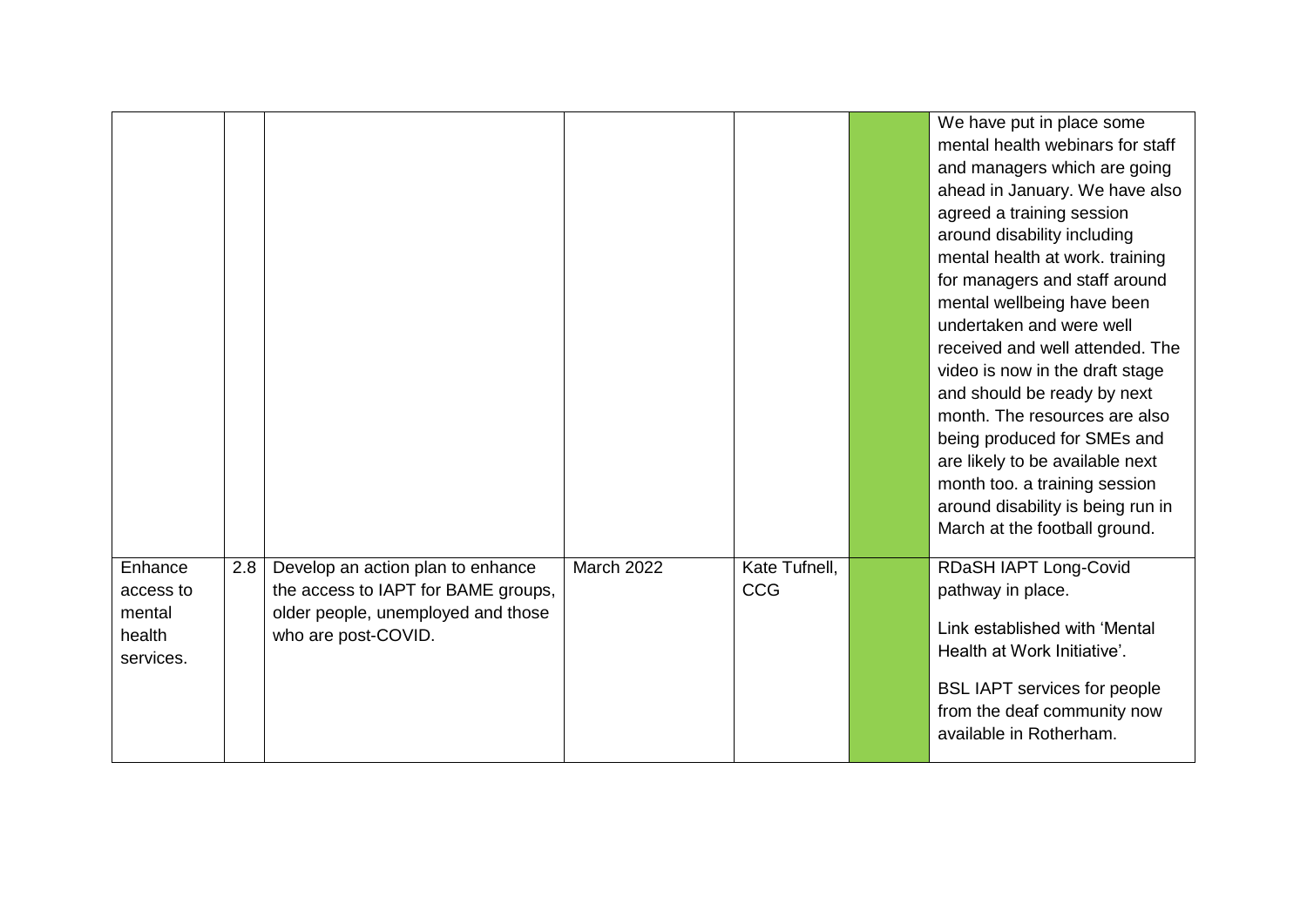| | | | | | | |
|---|---|---|---|---|---|---|
| | | | | | | We have put in place some mental health webinars for staff and managers which are going ahead in January. We have also agreed a training session around disability including mental health at work. training for managers and staff around mental wellbeing have been undertaken and were well received and well attended. The video is now in the draft stage and should be ready by next month. The resources are also being produced for SMEs and are likely to be available next month too. a training session around disability is being run in March at the football ground. |
| Enhance access to mental health services. | 2.8 | Develop an action plan to enhance the access to IAPT for BAME groups, older people, unemployed and those who are post-COVID. | March 2022 | Kate Tufnell, CCG | | RDaSH IAPT Long-Covid pathway in place.<br><br>Link established with 'Mental Health at Work Initiative'.<br><br>BSL IAPT services for people from the deaf community now available in Rotherham. |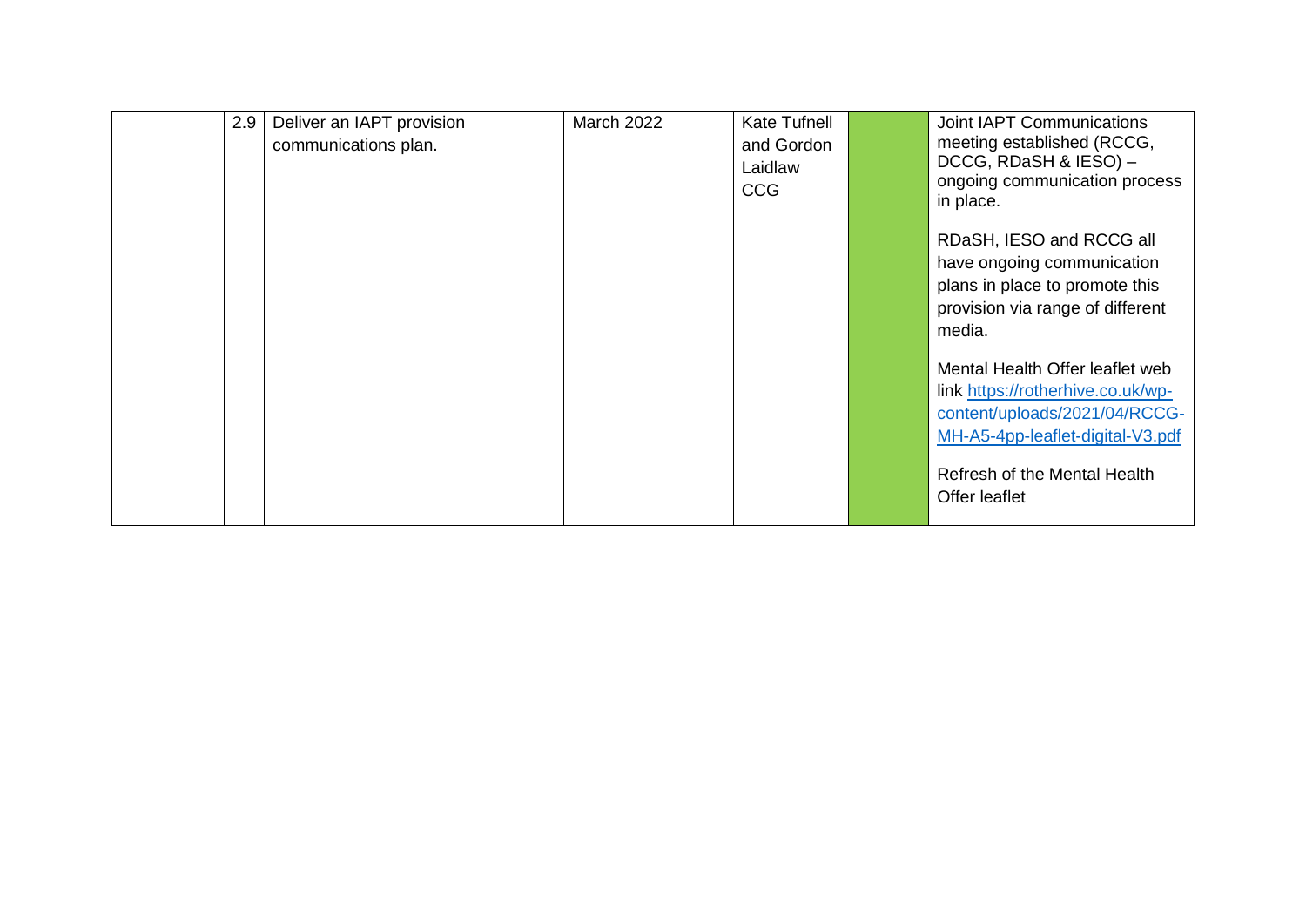| | 2.9 | Deliver an IAPT provision communications plan. | March 2022 | Kate Tufnell and Gordon Laidlaw CCG | | Joint IAPT Communications meeting established (RCCG, DCCG, RDaSH & IESO) – ongoing communication process in place.<br><br>RDaSH, IESO and RCCG all have ongoing communication plans in place to promote this provision via range of different media.<br><br>Mental Health Offer leaflet web link https://rotherhive.co.uk/wp-content/uploads/2021/04/RCCG-MH-A5-4pp-leaflet-digital-V3.pdf<br><br>Refresh of the Mental Health Offer leaflet |
|---|---|---|---|---|---|---|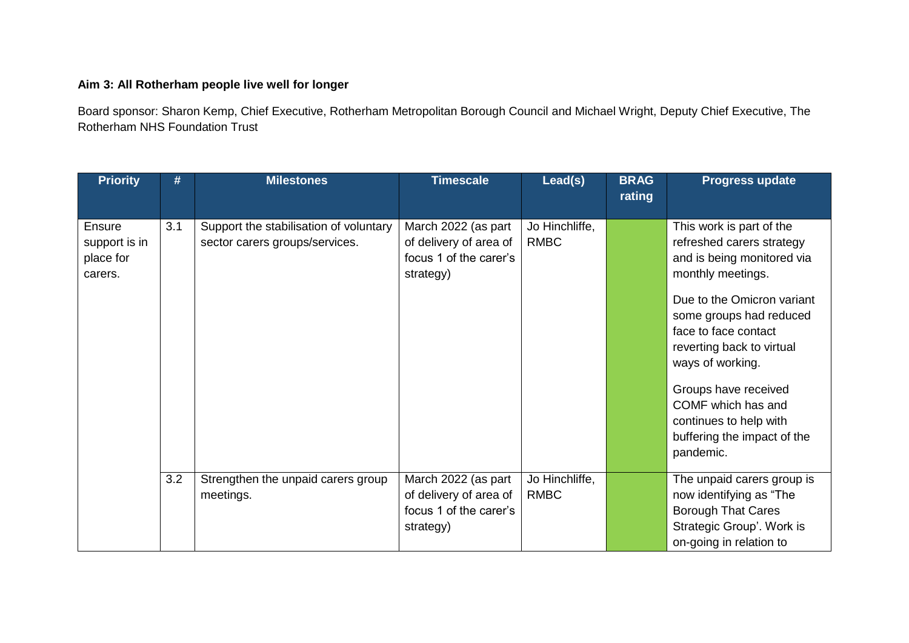**Aim 3: All Rotherham people live well for longer**

Board sponsor: Sharon Kemp, Chief Executive, Rotherham Metropolitan Borough Council and Michael Wright, Deputy Chief Executive, The Rotherham NHS Foundation Trust

| Priority | # | Milestones | Timescale | Lead(s) | BRAG rating | Progress update |
|---|---|---|---|---|---|---|
| Ensure support is in place for carers. | 3.1 | Support the stabilisation of voluntary sector carers groups/services. | March 2022 (as part of delivery of area of focus 1 of the carer's strategy) | Jo Hinchliffe, RMBC | | This work is part of the refreshed carers strategy and is being monitored via monthly meetings.<br><br>Due to the Omicron variant some groups had reduced face to face contact reverting back to virtual ways of working.<br><br>Groups have received COMF which has and continues to help with buffering the impact of the pandemic. |
| | 3.2 | Strengthen the unpaid carers group meetings. | March 2022 (as part of delivery of area of focus 1 of the carer's strategy) | Jo Hinchliffe, RMBC | | The unpaid carers group is now identifying as "The Borough That Cares Strategic Group'. Work is on-going in relation to |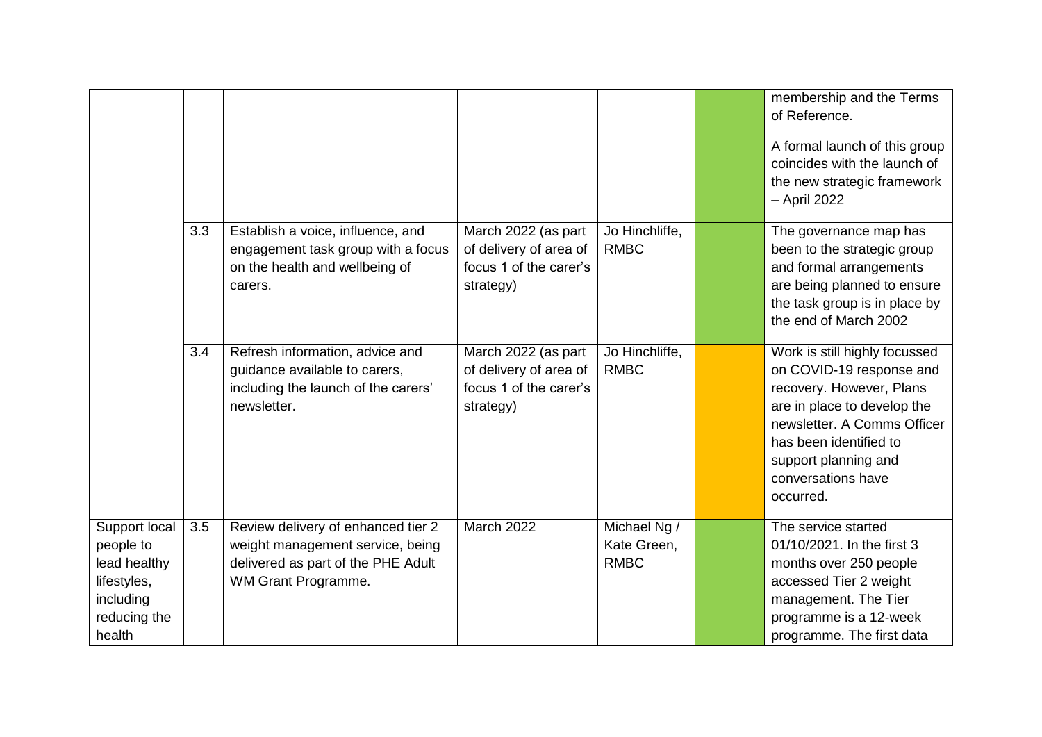| | | | | | | |
|---|---|---|---|---|---|---|
| | | | | | | membership and the Terms of Reference.<br><br>A formal launch of this group coincides with the launch of the new strategic framework – April 2022 |
| | 3.3 | Establish a voice, influence, and engagement task group with a focus on the health and wellbeing of carers. | March 2022 (as part of delivery of area of focus 1 of the carer's strategy) | Jo Hinchliffe, RMBC | | The governance map has been to the strategic group and formal arrangements are being planned to ensure the task group is in place by the end of March 2002 |
| | 3.4 | Refresh information, advice and guidance available to carers, including the launch of the carers' newsletter. | March 2022 (as part of delivery of area of focus 1 of the carer's strategy) | Jo Hinchliffe, RMBC | | Work is still highly focussed on COVID-19 response and recovery. However, Plans are in place to develop the newsletter. A Comms Officer has been identified to support planning and conversations have occurred. |
| Support local people to lead healthy lifestyles, including reducing the health | 3.5 | Review delivery of enhanced tier 2 weight management service, being delivered as part of the PHE Adult WM Grant Programme. | March 2022 | Michael Ng / Kate Green, RMBC | | The service started 01/10/2021. In the first 3 months over 250 people accessed Tier 2 weight management. The Tier programme is a 12-week programme. The first data |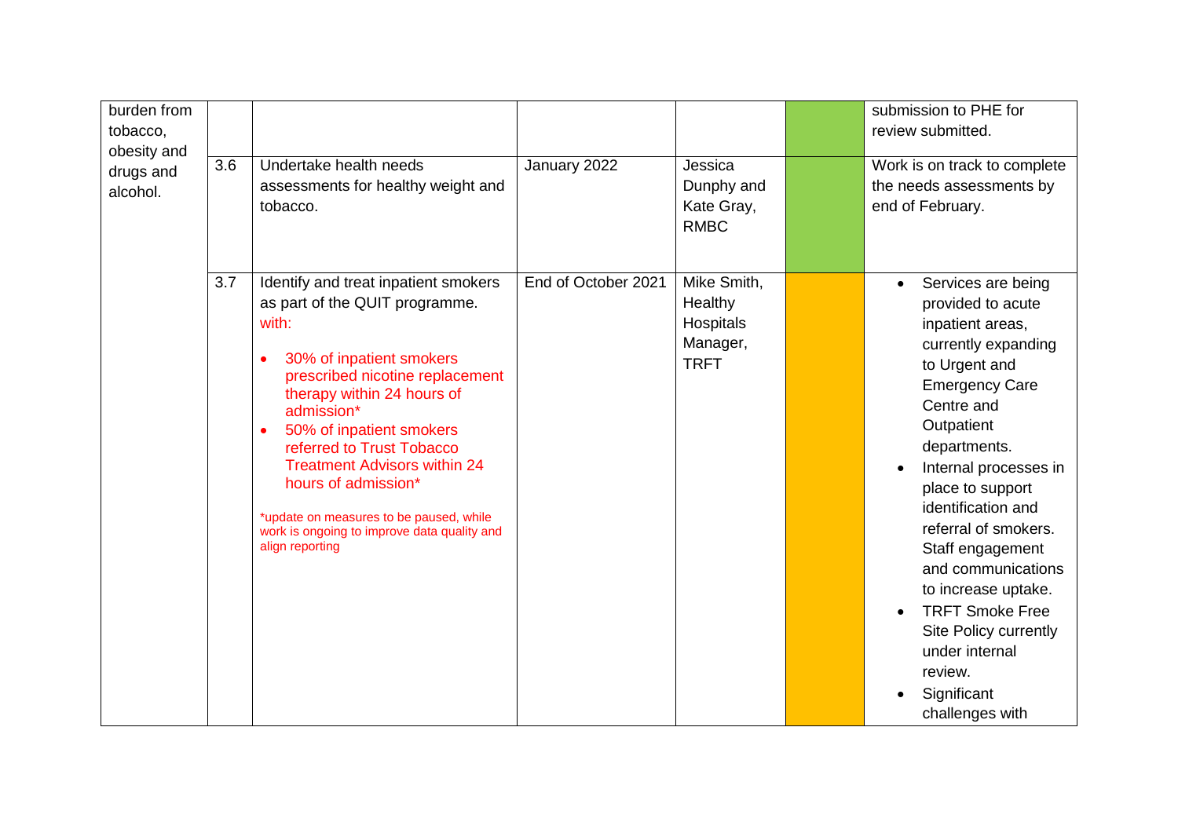| | | | | | | |
|---|---|---|---|---|---|---|
| burden from tobacco, obesity and drugs and alcohol. | | | | | | submission to PHE for review submitted. |
| | 3.6 | Undertake health needs assessments for healthy weight and tobacco. | January 2022 | Jessica Dunphy and Kate Gray, RMBC | | Work is on track to complete the needs assessments by end of February. |
| | 3.7 | Identify and treat inpatient smokers as part of the QUIT programme. with:<br>• 30% of inpatient smokers prescribed nicotine replacement therapy within 24 hours of admission*<br>• 50% of inpatient smokers referred to Trust Tobacco Treatment Advisors within 24 hours of admission*<br><br>*update on measures to be paused, while work is ongoing to improve data quality and align reporting | End of October 2021 | Mike Smith, Healthy Hospitals Manager, TRFT | | • Services are being provided to acute inpatient areas, currently expanding to Urgent and Emergency Care Centre and Outpatient departments.<br>• Internal processes in place to support identification and referral of smokers. Staff engagement and communications to increase uptake.<br>• TRFT Smoke Free Site Policy currently under internal review.<br>• Significant challenges with |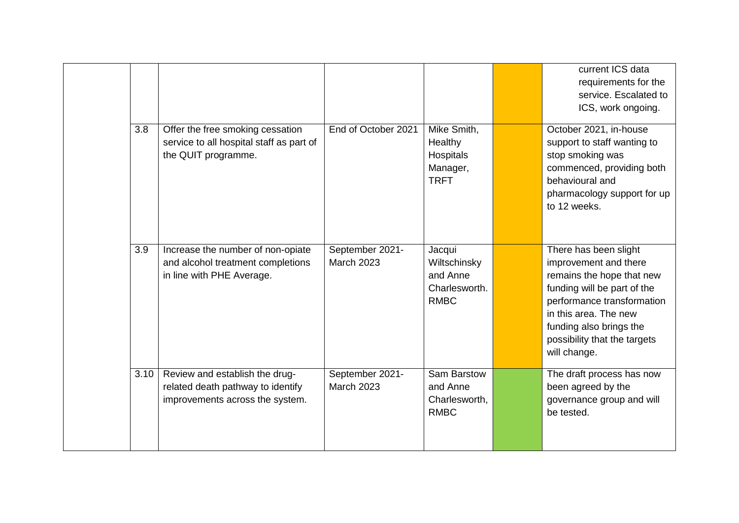|  |  |  |  |  |  | current ICS data requirements for the service. Escalated to ICS, work ongoing. |
|---|---|---|---|---|---|---|
|  | 3.8 | Offer the free smoking cessation service to all hospital staff as part of the QUIT programme. | End of October 2021 | Mike Smith, Healthy Hospitals Manager, TRFT |  | October 2021, in-house support to staff wanting to stop smoking was commenced, providing both behavioural and pharmacology support for up to 12 weeks. |
|  | 3.9 | Increase the number of non-opiate and alcohol treatment completions in line with PHE Average. | September 2021-March 2023 | Jacqui Wiltschinsky and Anne Charlesworth. RMBC |  | There has been slight improvement and there remains the hope that new funding will be part of the performance transformation in this area. The new funding also brings the possibility that the targets will change. |
|  | 3.10 | Review and establish the drug-related death pathway to identify improvements across the system. | September 2021-March 2023 | Sam Barstow and Anne Charlesworth, RMBC |  | The draft process has now been agreed by the governance group and will be tested. |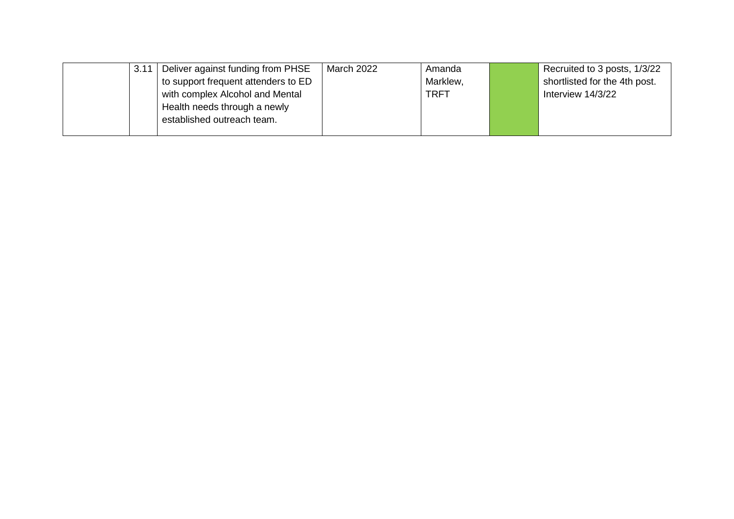|  | 3.11 | Deliver against funding from PHSE to support frequent attenders to ED with complex Alcohol and Mental Health needs through a newly established outreach team. | March 2022 | Amanda Marklew, TRFT |  | Recruited to 3 posts, 1/3/22 shortlisted for the 4th post. Interview 14/3/22 |
|---|---|---|---|---|---|---|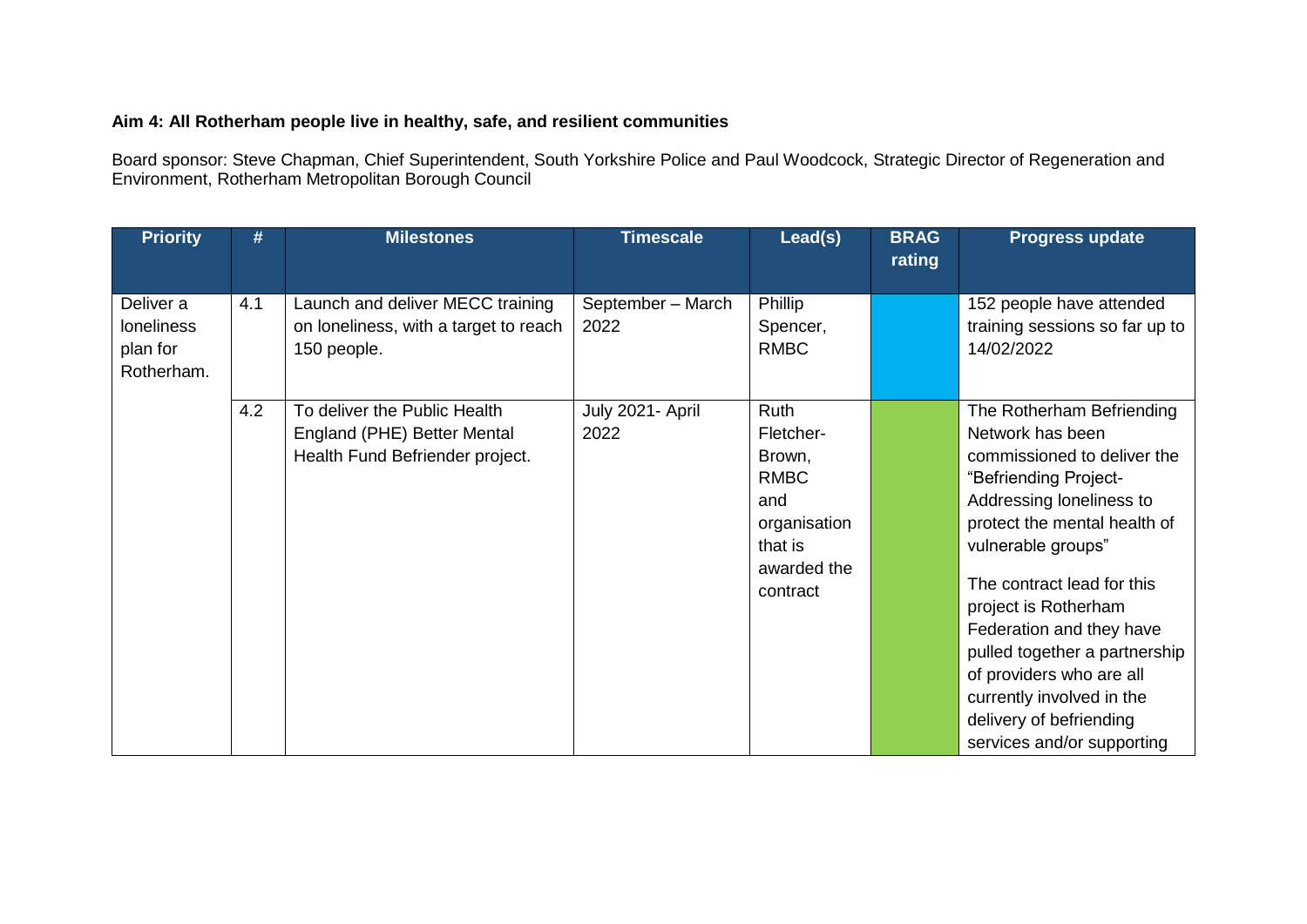**Aim 4: All Rotherham people live in healthy, safe, and resilient communities**

Board sponsor: Steve Chapman, Chief Superintendent, South Yorkshire Police and Paul Woodcock, Strategic Director of Regeneration and Environment, Rotherham Metropolitan Borough Council

| Priority | # | Milestones | Timescale | Lead(s) | BRAG rating | Progress update |
|---|---|---|---|---|---|---|
| Deliver a loneliness plan for Rotherham. | 4.1 | Launch and deliver MECC training on loneliness, with a target to reach 150 people. | September – March 2022 | Phillip Spencer, RMBC | | 152 people have attended training sessions so far up to 14/02/2022 |
| | 4.2 | To deliver the Public Health England (PHE) Better Mental Health Fund Befriender project. | July 2021- April 2022 | Ruth Fletcher-Brown, RMBC and organisation that is awarded the contract | | The Rotherham Befriending Network has been commissioned to deliver the "Befriending Project- Addressing loneliness to protect the mental health of vulnerable groups"<br><br>The contract lead for this project is Rotherham Federation and they have pulled together a partnership of providers who are all currently involved in the delivery of befriending services and/or supporting |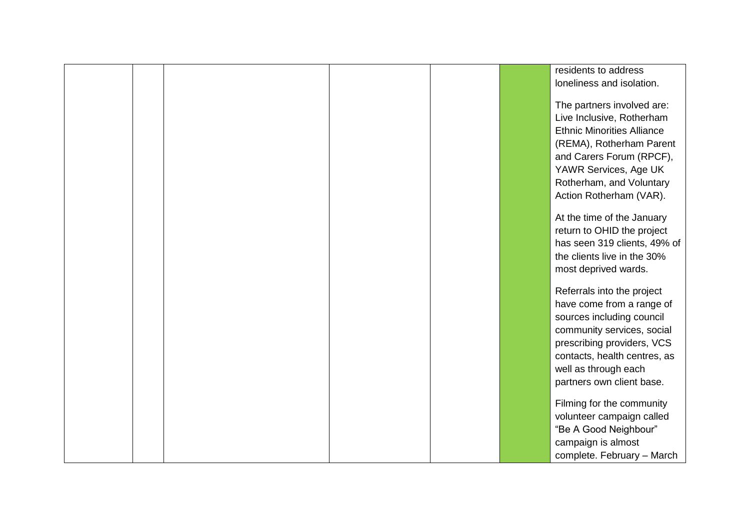|  |  |  |  |  |  | residents to address loneliness and isolation.<br><br>The partners involved are: Live Inclusive, Rotherham Ethnic Minorities Alliance (REMA), Rotherham Parent and Carers Forum (RPCF), YAWR Services, Age UK Rotherham, and Voluntary Action Rotherham (VAR).<br><br>At the time of the January return to OHID the project has seen 319 clients, 49% of the clients live in the 30% most deprived wards.<br><br>Referrals into the project have come from a range of sources including council community services, social prescribing providers, VCS contacts, health centres, as well as through each partners own client base.<br><br>Filming for the community volunteer campaign called "Be A Good Neighbour" campaign is almost complete. February – March |
|---|---|---|---|---|---|---|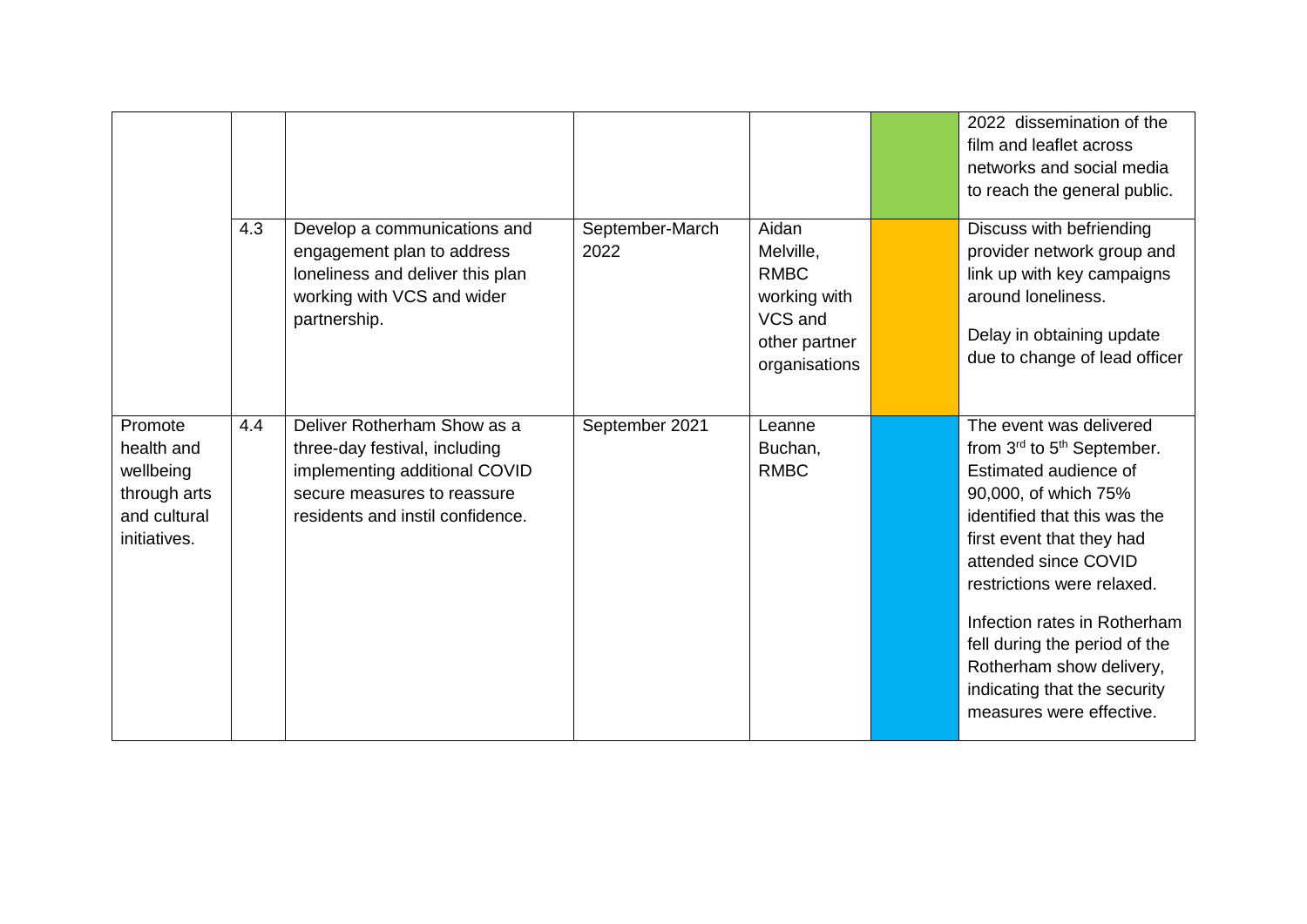| | | | | | | |
|---|---|---|---|---|---|---|
| | | | | | | 2022 dissemination of the film and leaflet across networks and social media to reach the general public. |
| | 4.3 | Develop a communications and engagement plan to address loneliness and deliver this plan working with VCS and wider partnership. | September-March 2022 | Aidan Melville, RMBC working with VCS and other partner organisations | | Discuss with befriending provider network group and link up with key campaigns around loneliness.<br><br>Delay in obtaining update due to change of lead officer |
| Promote health and wellbeing through arts and cultural initiatives. | 4.4 | Deliver Rotherham Show as a three-day festival, including implementing additional COVID secure measures to reassure residents and instil confidence. | September 2021 | Leanne Buchan, RMBC | | The event was delivered from 3rd to 5th September. Estimated audience of 90,000, of which 75% identified that this was the first event that they had attended since COVID restrictions were relaxed.<br><br>Infection rates in Rotherham fell during the period of the Rotherham show delivery, indicating that the security measures were effective. |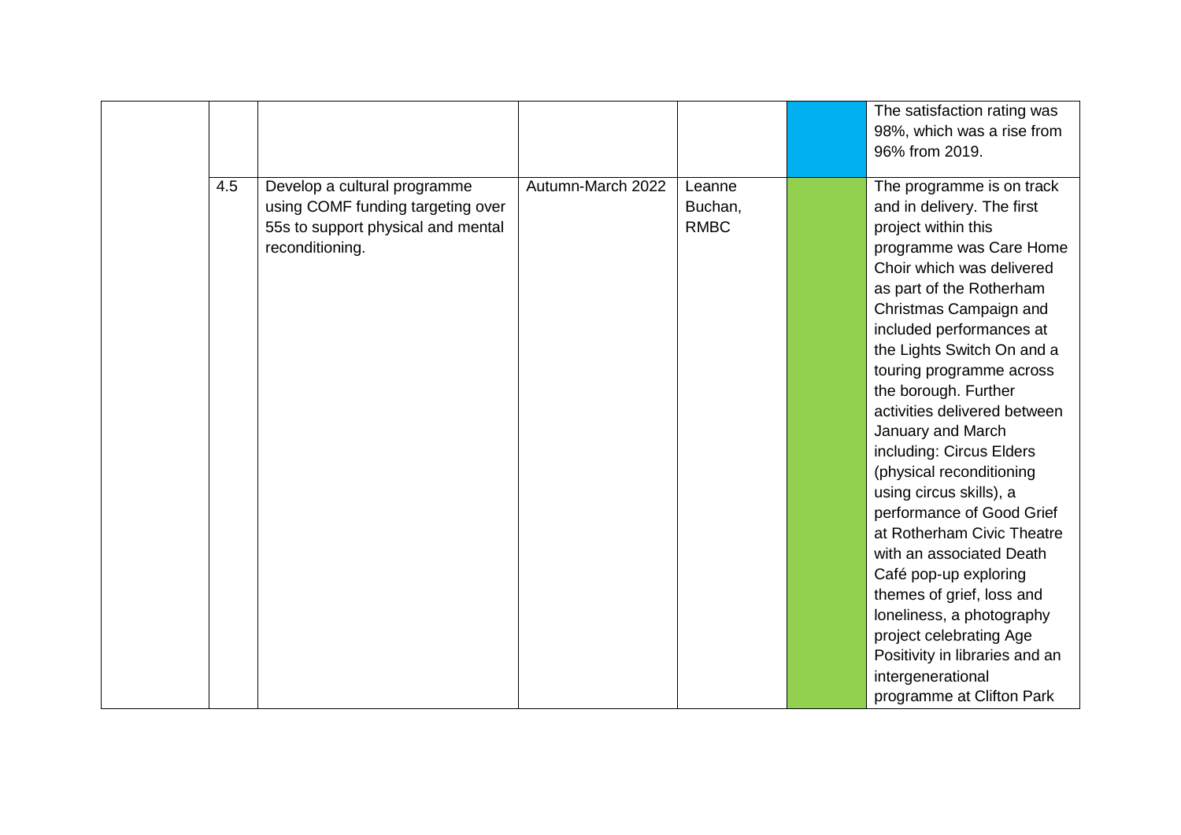| | | | | | | |
|---|---|---|---|---|---|---|
| | | | | | | The satisfaction rating was 98%, which was a rise from 96% from 2019. |
| | 4.5 | Develop a cultural programme using COMF funding targeting over 55s to support physical and mental reconditioning. | Autumn-March 2022 | Leanne Buchan, RMBC | | The programme is on track and in delivery. The first project within this programme was Care Home Choir which was delivered as part of the Rotherham Christmas Campaign and included performances at the Lights Switch On and a touring programme across the borough. Further activities delivered between January and March including: Circus Elders (physical reconditioning using circus skills), a performance of Good Grief at Rotherham Civic Theatre with an associated Death Café pop-up exploring themes of grief, loss and loneliness, a photography project celebrating Age Positivity in libraries and an intergenerational programme at Clifton Park |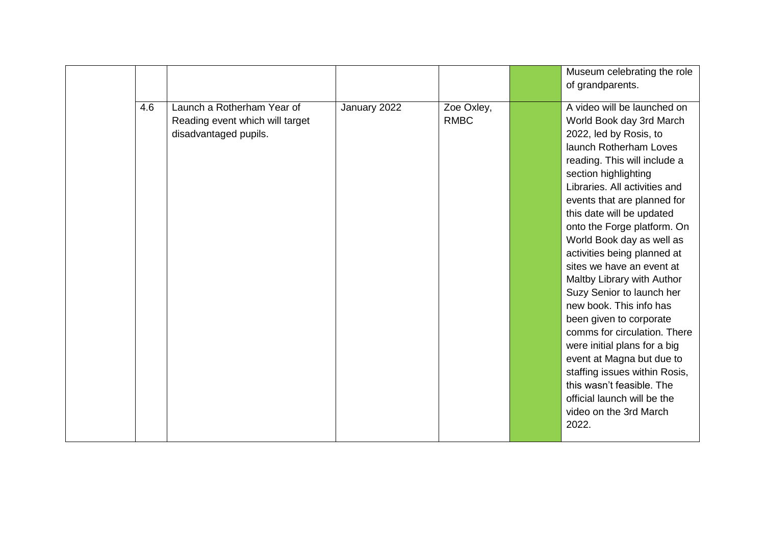| | | | | | | |
|---|---|---|---|---|---|---|
| | | | | | | Museum celebrating the role of grandparents. |
| | 4.6 | Launch a Rotherham Year of Reading event which will target disadvantaged pupils. | January 2022 | Zoe Oxley, RMBC | | A video will be launched on World Book day 3rd March 2022, led by Rosis, to launch Rotherham Loves reading. This will include a section highlighting Libraries. All activities and events that are planned for this date will be updated onto the Forge platform. On World Book day as well as activities being planned at sites we have an event at Maltby Library with Author Suzy Senior to launch her new book. This info has been given to corporate comms for circulation. There were initial plans for a big event at Magna but due to staffing issues within Rosis, this wasn't feasible. The official launch will be the video on the 3rd March 2022. |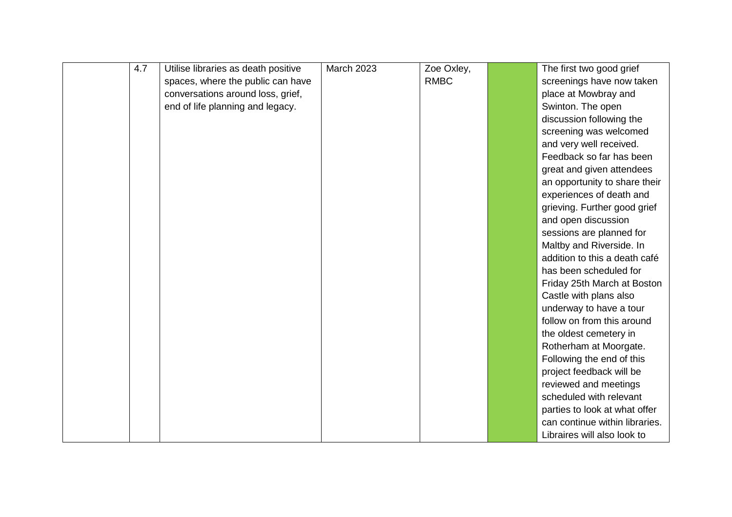|  | 4.7 | Utilise libraries as death positive spaces, where the public can have conversations around loss, grief, end of life planning and legacy. | March 2023 | Zoe Oxley, RMBC |  | The first two good grief screenings have now taken place at Mowbray and Swinton. The open discussion following the screening was welcomed and very well received. Feedback so far has been great and given attendees an opportunity to share their experiences of death and grieving. Further good grief and open discussion sessions are planned for Maltby and Riverside. In addition to this a death café has been scheduled for Friday 25th March at Boston Castle with plans also underway to have a tour follow on from this around the oldest cemetery in Rotherham at Moorgate. Following the end of this project feedback will be reviewed and meetings scheduled with relevant parties to look at what offer can continue within libraries. Libraires will also look to |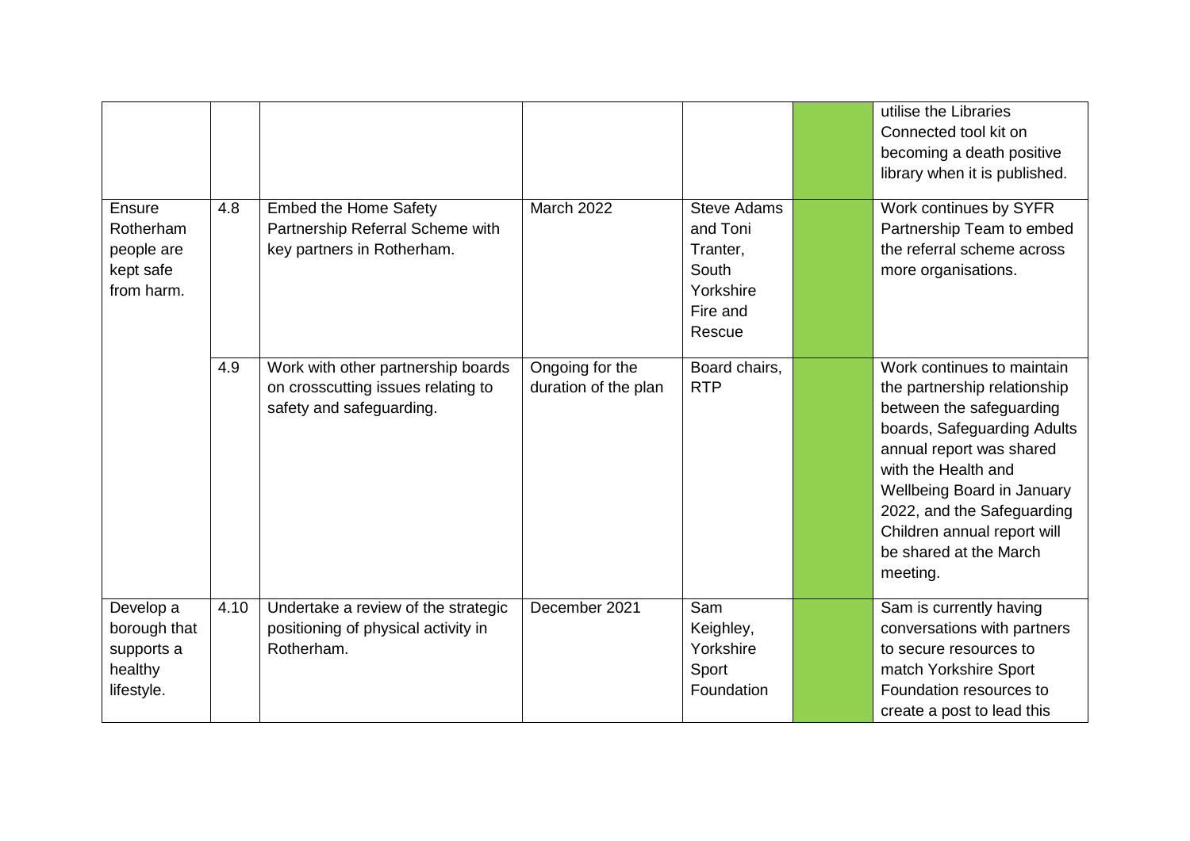| | | | | | | |
|---|---|---|---|---|---|---|
| | | | | | | utilise the Libraries Connected tool kit on becoming a death positive library when it is published. |
| Ensure Rotherham people are kept safe from harm. | 4.8 | Embed the Home Safety Partnership Referral Scheme with key partners in Rotherham. | March 2022 | Steve Adams and Toni Tranter, South Yorkshire Fire and Rescue | | Work continues by SYFR Partnership Team to embed the referral scheme across more organisations. |
| | 4.9 | Work with other partnership boards on crosscutting issues relating to safety and safeguarding. | Ongoing for the duration of the plan | Board chairs, RTP | | Work continues to maintain the partnership relationship between the safeguarding boards, Safeguarding Adults annual report was shared with the Health and Wellbeing Board in January 2022, and the Safeguarding Children annual report will be shared at the March meeting. |
| Develop a borough that supports a healthy lifestyle. | 4.10 | Undertake a review of the strategic positioning of physical activity in Rotherham. | December 2021 | Sam Keighley, Yorkshire Sport Foundation | | Sam is currently having conversations with partners to secure resources to match Yorkshire Sport Foundation resources to create a post to lead this |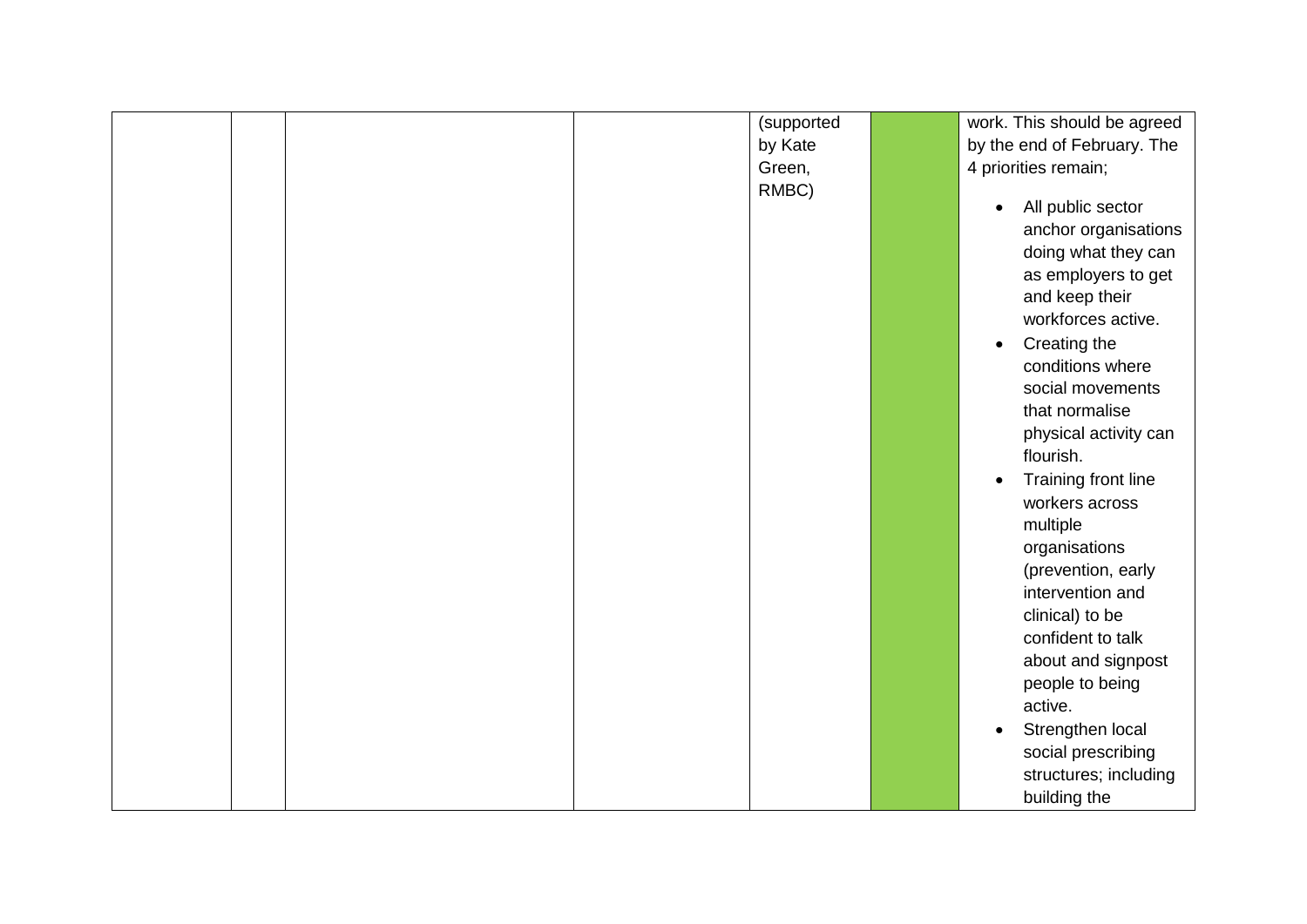|  |  |  |  | (supported by Kate Green, RMBC) |  | work. This should be agreed by the end of February. The 4 priorities remain;<br><br>• All public sector anchor organisations doing what they can as employers to get and keep their workforces active.<br>• Creating the conditions where social movements that normalise physical activity can flourish.<br>• Training front line workers across multiple organisations (prevention, early intervention and clinical) to be confident to talk about and signpost people to being active.<br>• Strengthen local social prescribing structures; including building the |
|---|---|---|---|---|---|---|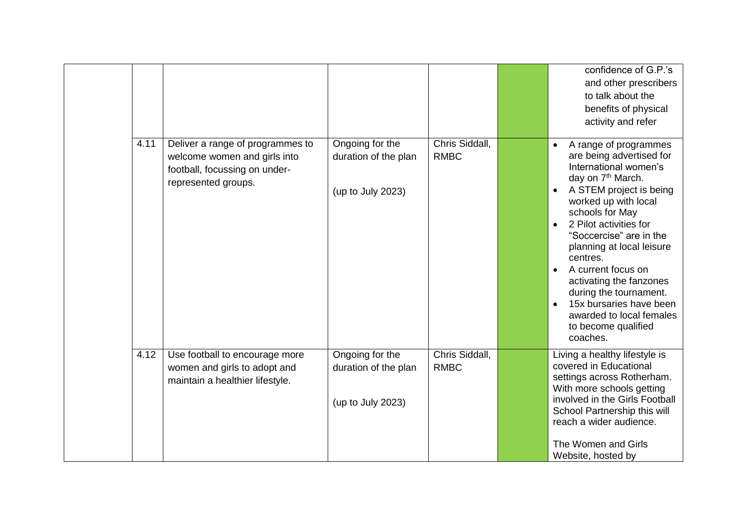| | | | | | | |
|---|---|---|---|---|---|---|
| | | | | | | confidence of G.P.'s and other prescribers to talk about the benefits of physical activity and refer |
| | 4.11 | Deliver a range of programmes to welcome women and girls into football, focussing on under-represented groups. | Ongoing for the duration of the plan<br><br>(up to July 2023) | Chris Siddall, RMBC | | <ul><li>A range of programmes are being advertised for International women's day on 7th March.</li><li>A STEM project is being worked up with local schools for May</li><li>2 Pilot activities for "Soccercise" are in the planning at local leisure centres.</li><li>A current focus on activating the fanzones during the tournament.</li><li>15x bursaries have been awarded to local females to become qualified coaches.</li></ul> |
| | 4.12 | Use football to encourage more women and girls to adopt and maintain a healthier lifestyle. | Ongoing for the duration of the plan<br><br>(up to July 2023) | Chris Siddall, RMBC | | Living a healthy lifestyle is covered in Educational settings across Rotherham. With more schools getting involved in the Girls Football School Partnership this will reach a wider audience.<br><br>The Women and Girls Website, hosted by |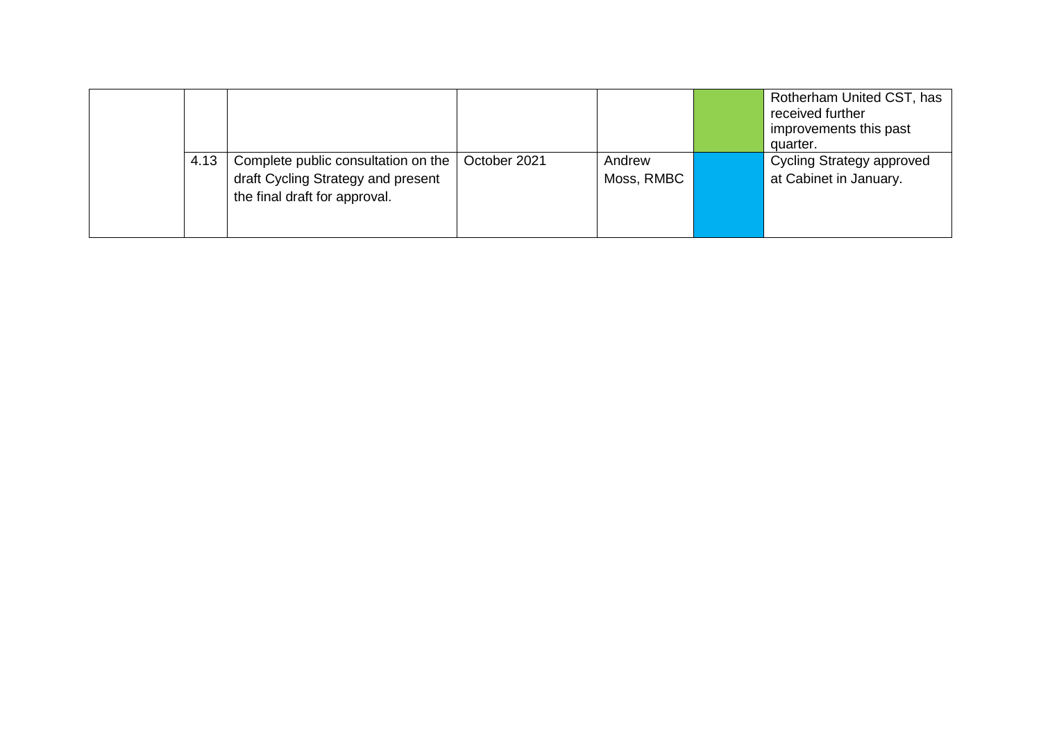| | | | | | | |
|---|---|---|---|---|---|---|
| | | | | | | Rotherham United CST, has received further improvements this past quarter. |
| | 4.13 | Complete public consultation on the draft Cycling Strategy and present the final draft for approval. | October 2021 | Andrew Moss, RMBC | | Cycling Strategy approved at Cabinet in January. |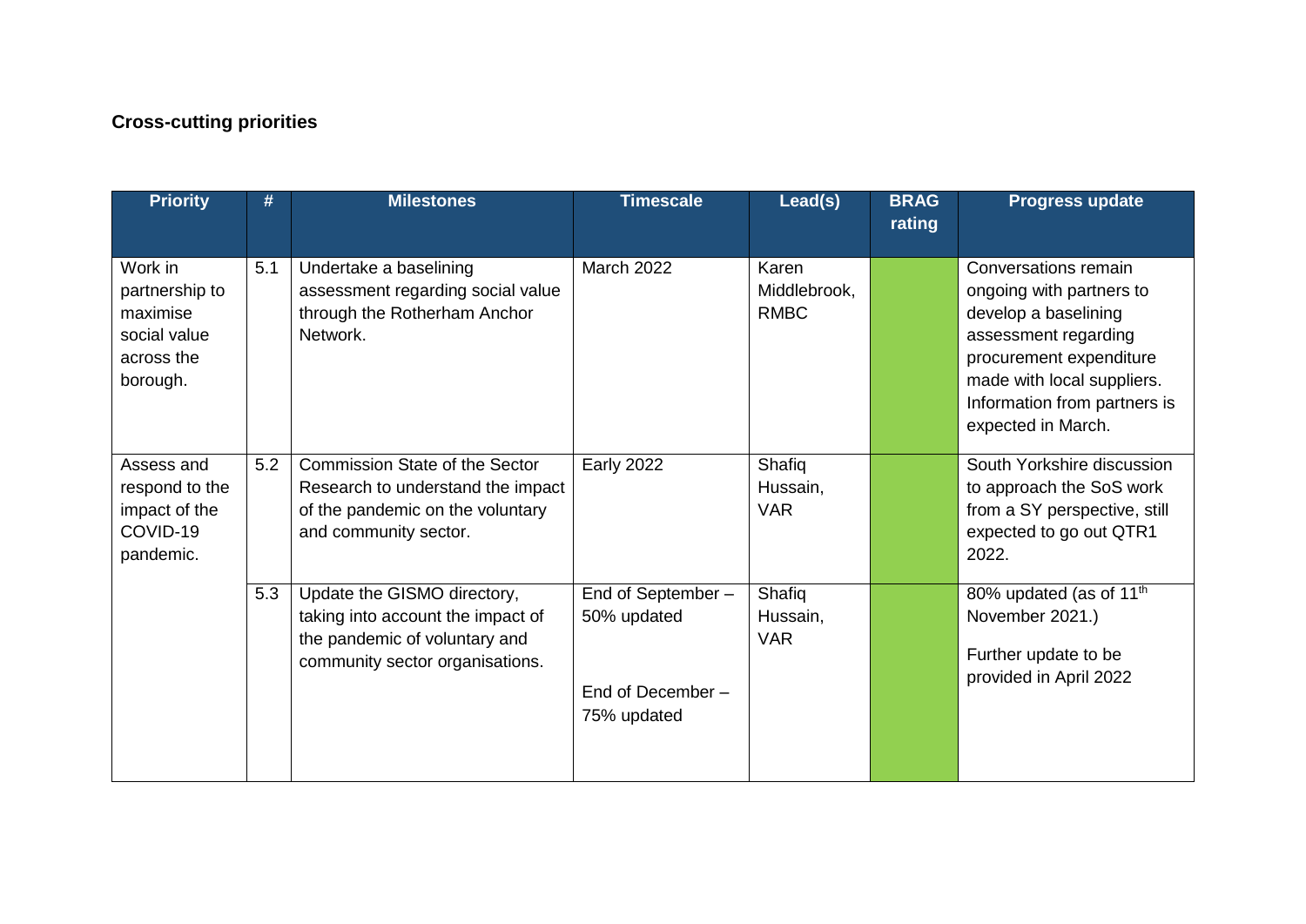**Cross-cutting priorities**

| Priority | # | Milestones | Timescale | Lead(s) | BRAG rating | Progress update |
|---|---|---|---|---|---|---|
| Work in partnership to maximise social value across the borough. | 5.1 | Undertake a baselining assessment regarding social value through the Rotherham Anchor Network. | March 2022 | Karen Middlebrook, RMBC | | Conversations remain ongoing with partners to develop a baselining assessment regarding procurement expenditure made with local suppliers. Information from partners is expected in March. |
| Assess and respond to the impact of the COVID-19 pandemic. | 5.2 | Commission State of the Sector Research to understand the impact of the pandemic on the voluntary and community sector. | Early 2022 | Shafiq Hussain, VAR | | South Yorkshire discussion to approach the SoS work from a SY perspective, still expected to go out QTR1 2022. |
| | 5.3 | Update the GISMO directory, taking into account the impact of the pandemic of voluntary and community sector organisations. | End of September – 50% updated<br><br>End of December – 75% updated | Shafiq Hussain, VAR | | 80% updated (as of 11th November 2021.)<br><br>Further update to be provided in April 2022 |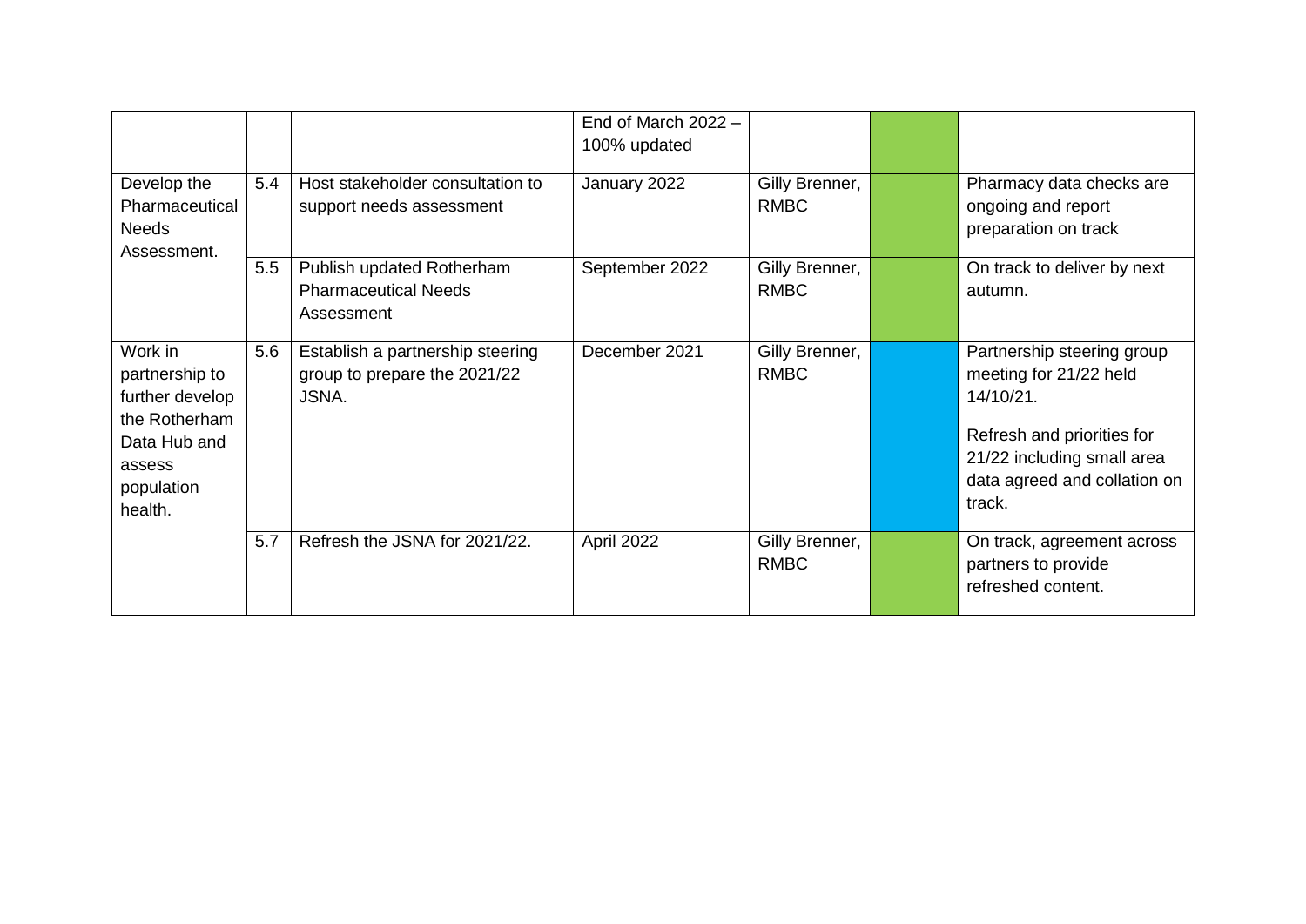| | | | | | | |
|---|---|---|---|---|---|---|
| | | | End of March 2022 – 100% updated | | | |
| Develop the Pharmaceutical Needs Assessment. | 5.4 | Host stakeholder consultation to support needs assessment | January 2022 | Gilly Brenner, RMBC | | Pharmacy data checks are ongoing and report preparation on track |
| | 5.5 | Publish updated Rotherham Pharmaceutical Needs Assessment | September 2022 | Gilly Brenner, RMBC | | On track to deliver by next autumn. |
| Work in partnership to further develop the Rotherham Data Hub and assess population health. | 5.6 | Establish a partnership steering group to prepare the 2021/22 JSNA. | December 2021 | Gilly Brenner, RMBC | | Partnership steering group meeting for 21/22 held 14/10/21.<br><br>Refresh and priorities for 21/22 including small area data agreed and collation on track. |
| | 5.7 | Refresh the JSNA for 2021/22. | April 2022 | Gilly Brenner, RMBC | | On track, agreement across partners to provide refreshed content. |